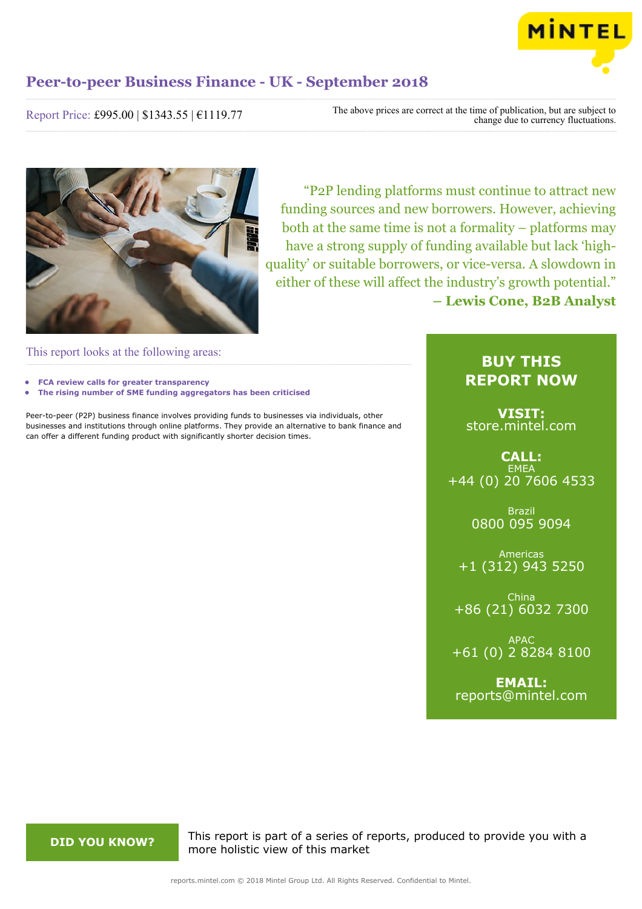# Peer-to-peer Business Finance - UK - September 2018

Report Price: £995.00 | $1343.55 | €1119.77

The above prices are correct at the time of publication, but are subject to change due to currency fluctuations.

"P2P lending platforms must continue to attract new funding sources and new borrowers. However, achieving both at the same time is not a formality – platforms may have a strong supply of funding available but lack 'high-quality' or suitable borrowers, or vice-versa. A slowdown in either of these will affect the industry's growth potential."
**– Lewis Cone, B2B Analyst**

## This report looks at the following areas:

- **FCA review calls for greater transparency**
- **The rising number of SME funding aggregators has been criticised**

Peer-to-peer (P2P) business finance involves providing funds to businesses via individuals, other businesses and institutions through online platforms. They provide an alternative to bank finance and can offer a different funding product with significantly shorter decision times.

## BUY THIS REPORT NOW

**VISIT:**
store.mintel.com

**CALL:**

EMEA
+44 (0) 20 7606 4533

Brazil
0800 095 9094

Americas
+1 (312) 943 5250

China
+86 (21) 6032 7300

APAC
+61 (0) 2 8284 8100

**EMAIL:**
reports@mintel.com

**DID YOU KNOW?**

This report is part of a series of reports, produced to provide you with a more holistic view of this market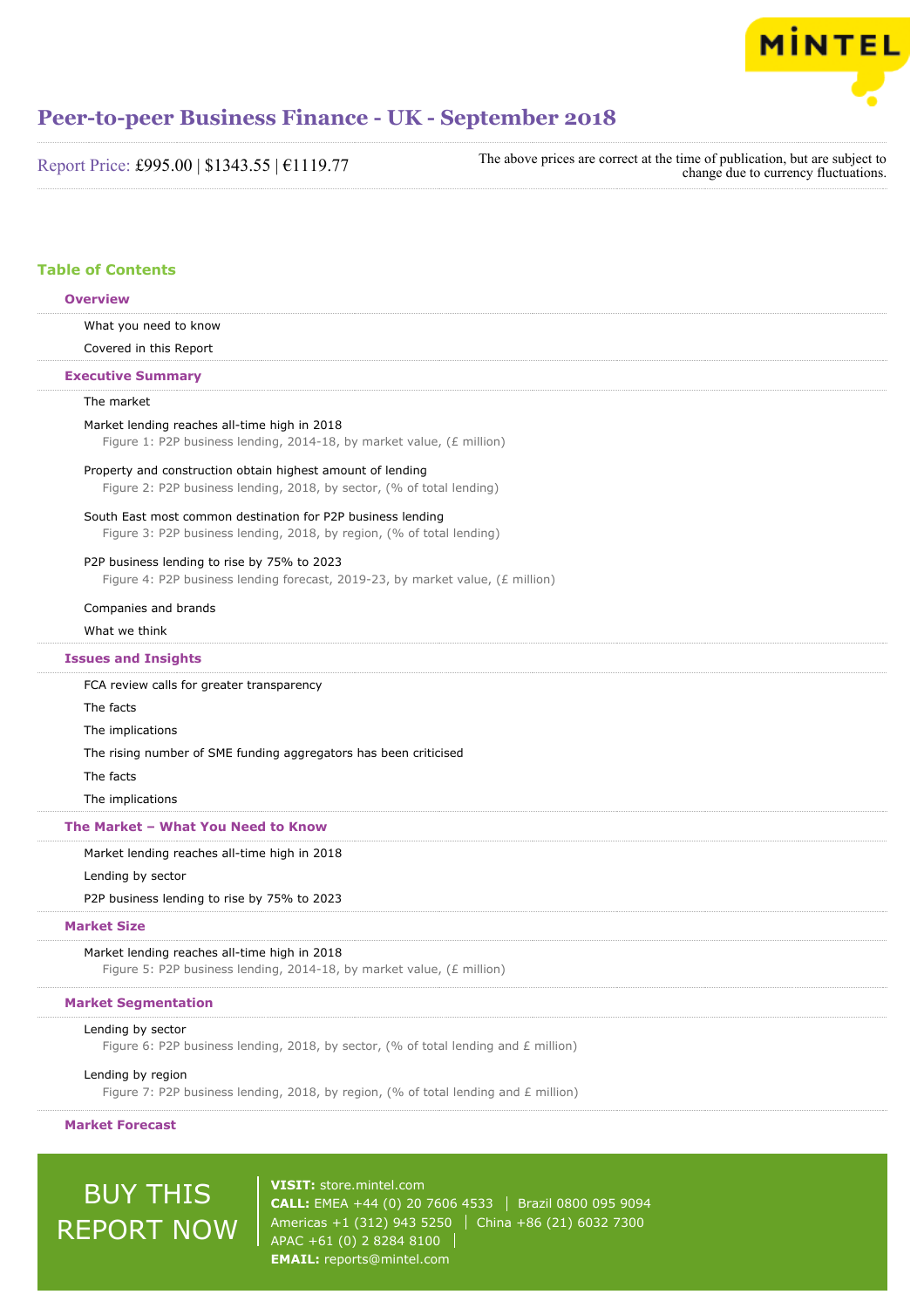# Peer-to-peer Business Finance - UK - September 2018

Report Price: £995.00 | $1343.55 | €1119.77

The above prices are correct at the time of publication, but are subject to change due to currency fluctuations.

## Table of Contents

### Overview

- What you need to know
- Covered in this Report

### Executive Summary

- The market
- Market lending reaches all-time high in 2018
  - Figure 1: P2P business lending, 2014-18, by market value, (£ million)
- Property and construction obtain highest amount of lending
  - Figure 2: P2P business lending, 2018, by sector, (% of total lending)
- South East most common destination for P2P business lending
  - Figure 3: P2P business lending, 2018, by region, (% of total lending)
- P2P business lending to rise by 75% to 2023
  - Figure 4: P2P business lending forecast, 2019-23, by market value, (£ million)
- Companies and brands
- What we think

### Issues and Insights

- FCA review calls for greater transparency
- The facts
- The implications
- The rising number of SME funding aggregators has been criticised
- The facts
- The implications

### The Market – What You Need to Know

- Market lending reaches all-time high in 2018
- Lending by sector
- P2P business lending to rise by 75% to 2023

### Market Size

- Market lending reaches all-time high in 2018
  - Figure 5: P2P business lending, 2014-18, by market value, (£ million)

### Market Segmentation

- Lending by sector
  - Figure 6: P2P business lending, 2018, by sector, (% of total lending and £ million)
- Lending by region
  - Figure 7: P2P business lending, 2018, by region, (% of total lending and £ million)

### Market Forecast

BUY THIS REPORT NOW

**VISIT:** store.mintel.com
**CALL:** EMEA +44 (0) 20 7606 4533 | Brazil 0800 095 9094
Americas +1 (312) 943 5250 | China +86 (21) 6032 7300
APAC +61 (0) 2 8284 8100
**EMAIL:** reports@mintel.com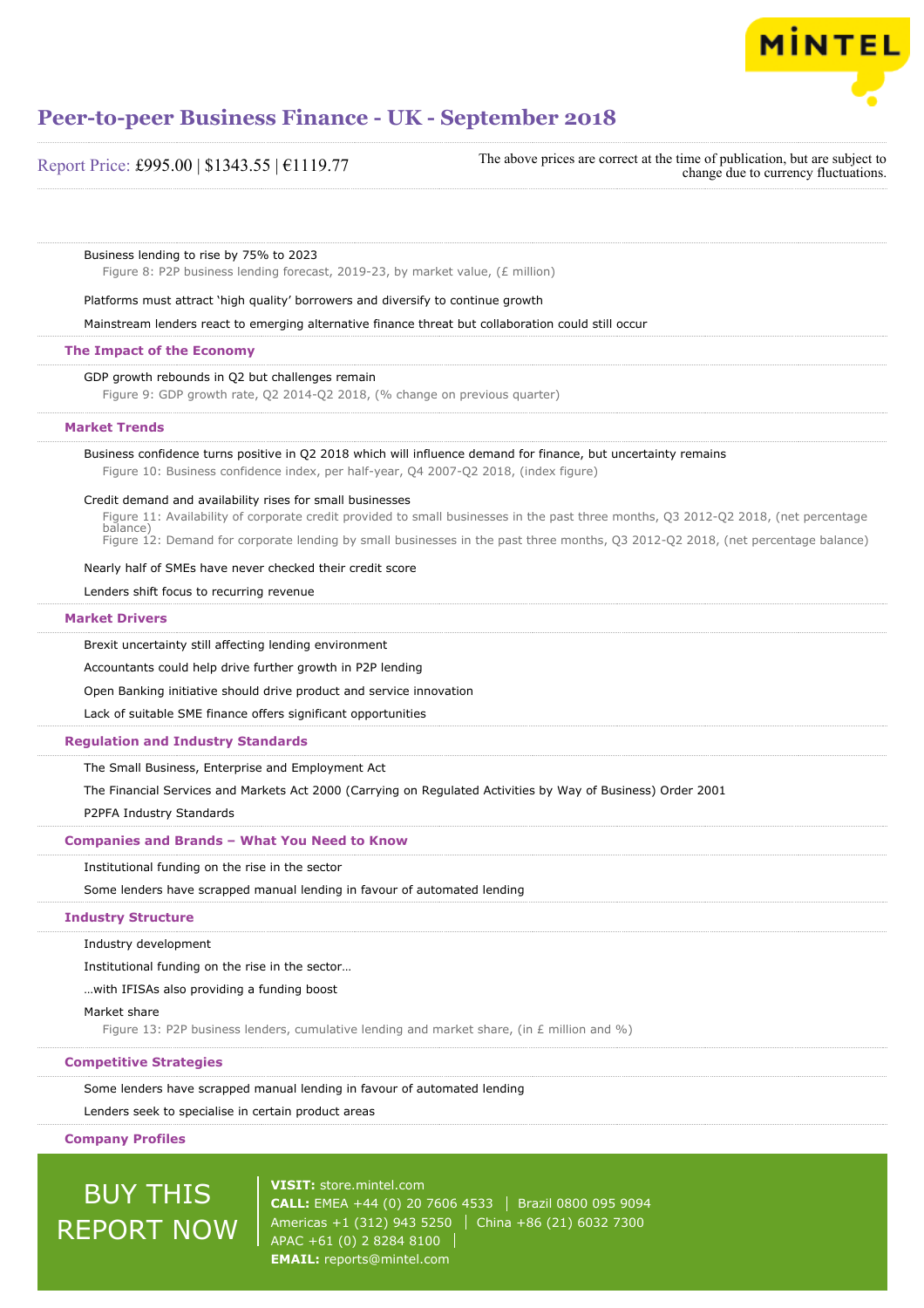Business lending to rise by 75% to 2023

Figure 8: P2P business lending forecast, 2019-23, by market value, (£ million)

Platforms must attract 'high quality' borrowers and diversify to continue growth

Mainstream lenders react to emerging alternative finance threat but collaboration could still occur

## The Impact of the Economy

GDP growth rebounds in Q2 but challenges remain

Figure 9: GDP growth rate, Q2 2014-Q2 2018, (% change on previous quarter)

## Market Trends

Business confidence turns positive in Q2 2018 which will influence demand for finance, but uncertainty remains

Figure 10: Business confidence index, per half-year, Q4 2007-Q2 2018, (index figure)

Credit demand and availability rises for small businesses

Figure 11: Availability of corporate credit provided to small businesses in the past three months, Q3 2012-Q2 2018, (net percentage balance)

Figure 12: Demand for corporate lending by small businesses in the past three months, Q3 2012-Q2 2018, (net percentage balance)

Nearly half of SMEs have never checked their credit score

Lenders shift focus to recurring revenue

## Market Drivers

Brexit uncertainty still affecting lending environment

Accountants could help drive further growth in P2P lending

Open Banking initiative should drive product and service innovation

Lack of suitable SME finance offers significant opportunities

## Regulation and Industry Standards

The Small Business, Enterprise and Employment Act

The Financial Services and Markets Act 2000 (Carrying on Regulated Activities by Way of Business) Order 2001

P2PFA Industry Standards

## Companies and Brands – What You Need to Know

Institutional funding on the rise in the sector

Some lenders have scrapped manual lending in favour of automated lending

## Industry Structure

Industry development

Institutional funding on the rise in the sector…

…with IFISAs also providing a funding boost

Market share

Figure 13: P2P business lenders, cumulative lending and market share, (in £ million and %)

## Competitive Strategies

Some lenders have scrapped manual lending in favour of automated lending

Lenders seek to specialise in certain product areas

## Company Profiles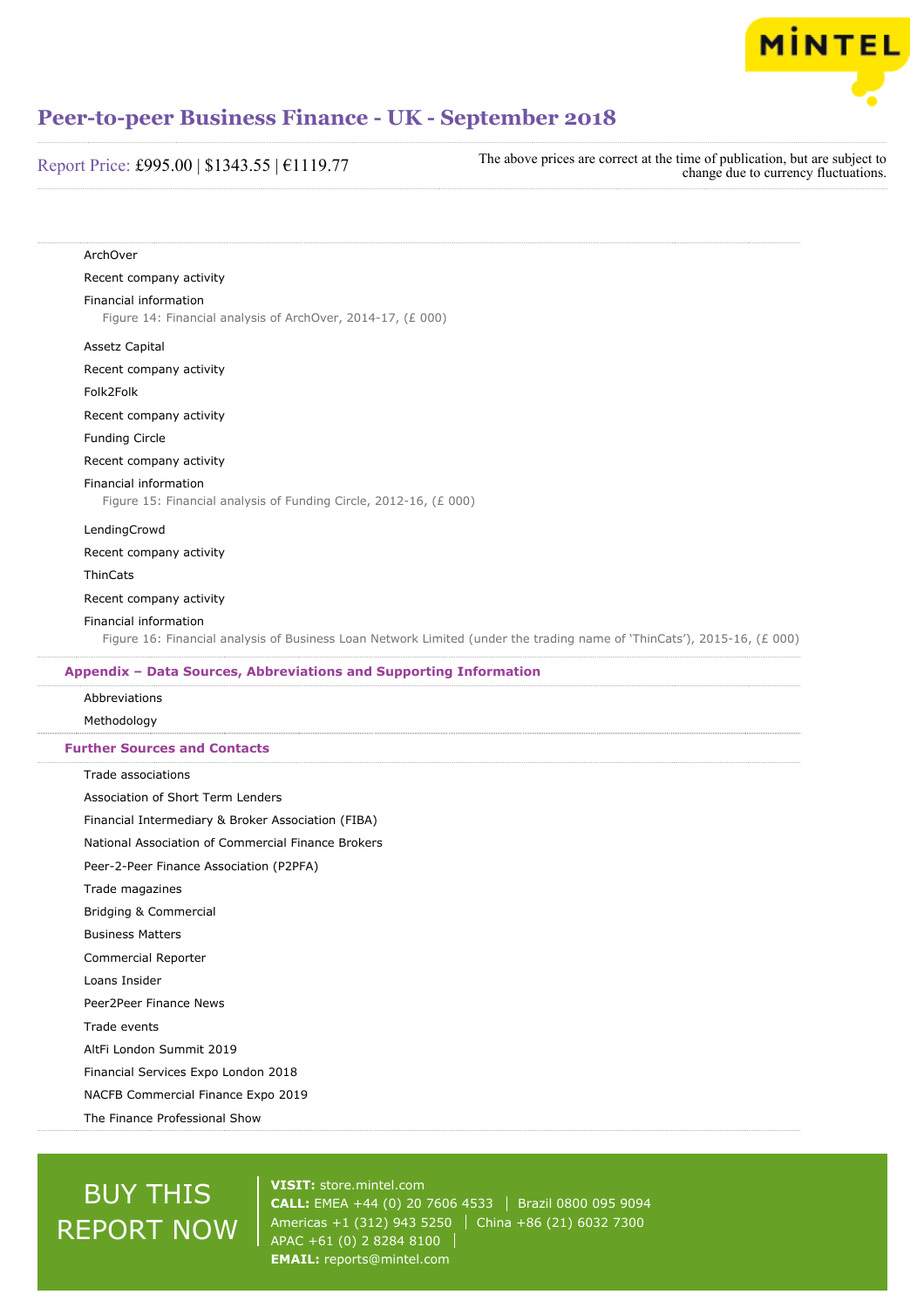ArchOver

Recent company activity

Financial information

Figure 14: Financial analysis of ArchOver, 2014-17, (£ 000)

Assetz Capital

Recent company activity

Folk2Folk

Recent company activity

Funding Circle

Recent company activity

Financial information

Figure 15: Financial analysis of Funding Circle, 2012-16, (£ 000)

LendingCrowd

Recent company activity

ThinCats

Recent company activity

Financial information

Figure 16: Financial analysis of Business Loan Network Limited (under the trading name of 'ThinCats'), 2015-16, (£ 000)

## Appendix – Data Sources, Abbreviations and Supporting Information

Abbreviations

Methodology

## Further Sources and Contacts

Trade associations

Association of Short Term Lenders

Financial Intermediary & Broker Association (FIBA)

National Association of Commercial Finance Brokers

Peer-2-Peer Finance Association (P2PFA)

Trade magazines

Bridging & Commercial

Business Matters

Commercial Reporter

Loans Insider

Peer2Peer Finance News

Trade events

AltFi London Summit 2019

Financial Services Expo London 2018

NACFB Commercial Finance Expo 2019

The Finance Professional Show